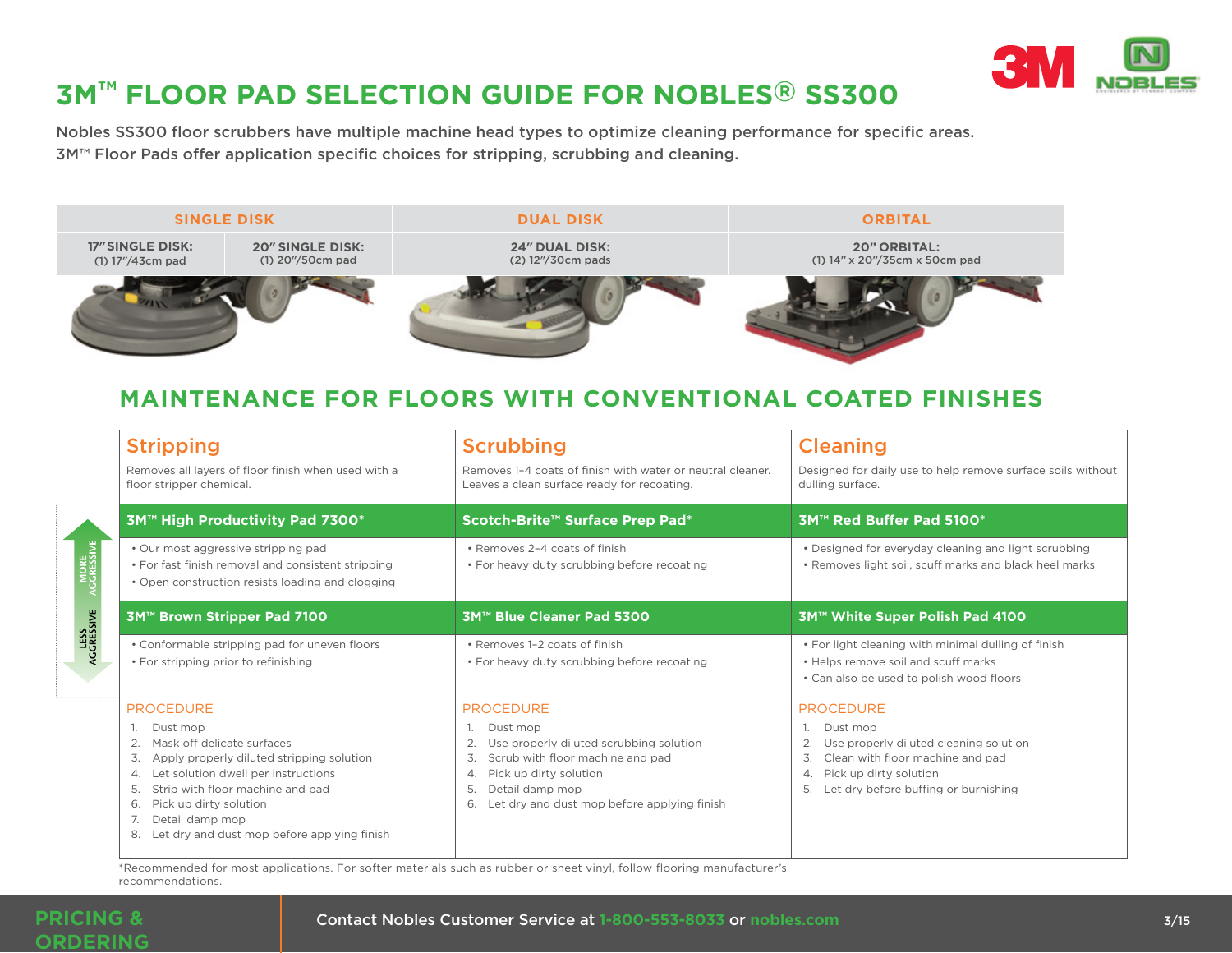# 3M™ FLOOR PAD SELECTION GUIDE FOR NOBLES® SS300

Nobles SS300 floor scrubbers have multiple machine head types to optimize cleaning performance for specific areas. 3M™ Floor Pads offer application specific choices for stripping, scrubbing and cleaning.

| SINGLE DISK | | DUAL DISK | ORBITAL |
|---|---|---|---|
| **17" SINGLE DISK:** (1) 17"/43cm pad | **20" SINGLE DISK:** (1) 20"/50cm pad | **24" DUAL DISK:** (2) 12"/30cm pads | **20" ORBITAL:** (1) 14" x 20"/35cm x 50cm pad |

## MAINTENANCE FOR FLOORS WITH CONVENTIONAL COATED FINISHES

| Aggressiveness | Stripping | Scrubbing | Cleaning |
|---|---|---|---|
| | Removes all layers of floor finish when used with a floor stripper chemical. | Removes 1–4 coats of finish with water or neutral cleaner. Leaves a clean surface ready for recoating. | Designed for daily use to help remove surface soils without dulling surface. |
| MORE AGGRESSIVE | **3M™ High Productivity Pad 7300*** | **Scotch-Brite™ Surface Prep Pad*** | **3M™ Red Buffer Pad 5100*** |
| | • Our most aggressive stripping pad<br>• For fast finish removal and consistent stripping<br>• Open construction resists loading and clogging | • Removes 2–4 coats of finish<br>• For heavy duty scrubbing before recoating | • Designed for everyday cleaning and light scrubbing<br>• Removes light soil, scuff marks and black heel marks |
| LESS AGGRESSIVE | **3M™ Brown Stripper Pad 7100** | **3M™ Blue Cleaner Pad 5300** | **3M™ White Super Polish Pad 4100** |
| | • Conformable stripping pad for uneven floors<br>• For stripping prior to refinishing | • Removes 1–2 coats of finish<br>• For heavy duty scrubbing before recoating | • For light cleaning with minimal dulling of finish<br>• Helps remove soil and scuff marks<br>• Can also be used to polish wood floors |
| | **PROCEDURE**<br>1. Dust mop<br>2. Mask off delicate surfaces<br>3. Apply properly diluted stripping solution<br>4. Let solution dwell per instructions<br>5. Strip with floor machine and pad<br>6. Pick up dirty solution<br>7. Detail damp mop<br>8. Let dry and dust mop before applying finish | **PROCEDURE**<br>1. Dust mop<br>2. Use properly diluted scrubbing solution<br>3. Scrub with floor machine and pad<br>4. Pick up dirty solution<br>5. Detail damp mop<br>6. Let dry and dust mop before applying finish | **PROCEDURE**<br>1. Dust mop<br>2. Use properly diluted cleaning solution<br>3. Clean with floor machine and pad<br>4. Pick up dirty solution<br>5. Let dry before buffing or burnishing |

*Recommended for most applications. For softer materials such as rubber or sheet vinyl, follow flooring manufacturer's recommendations.

**PRICING & ORDERING**

Contact Nobles Customer Service at 1-800-553-8033 or nobles.com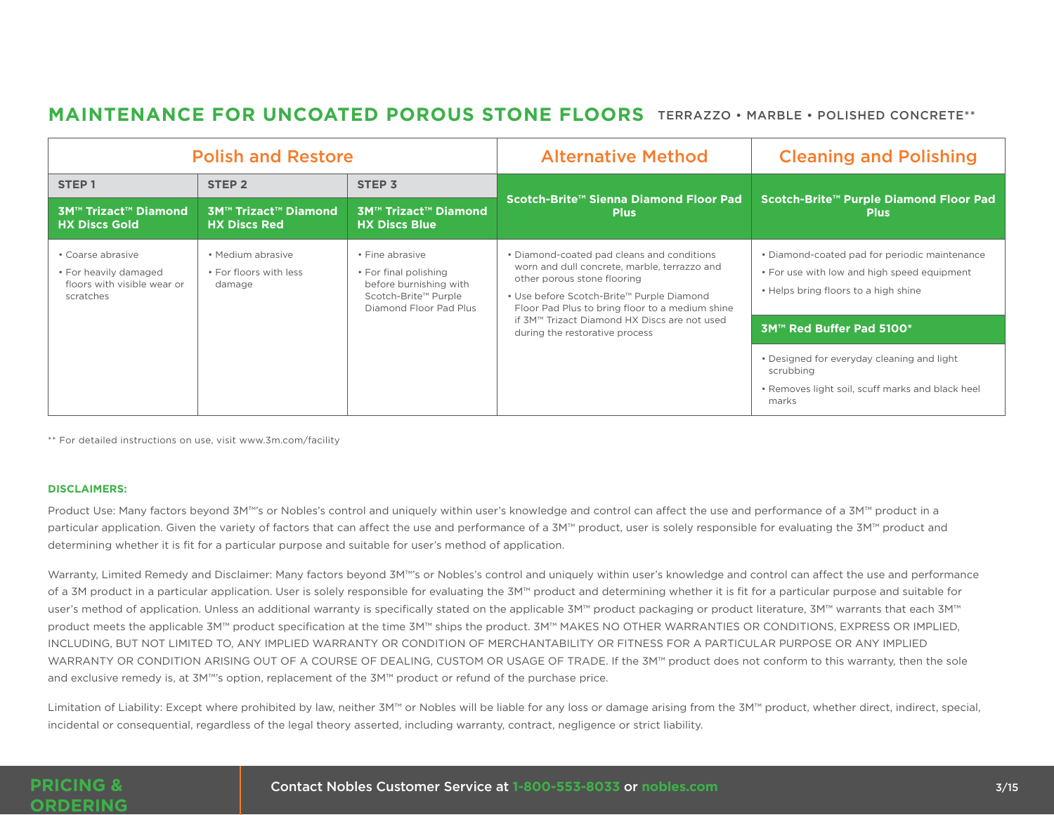## MAINTENANCE FOR UNCOATED POROUS STONE FLOORS

TERRAZZO • MARBLE • POLISHED CONCRETE**

| Polish and Restore | | | Alternative Method | Cleaning and Polishing |
|---|---|---|---|---|
| STEP 1 | STEP 2 | STEP 3 | | |
| **3M™ Trizact™ Diamond HX Discs Gold** | **3M™ Trizact™ Diamond HX Discs Red** | **3M™ Trizact™ Diamond HX Discs Blue** | **Scotch-Brite™ Sienna Diamond Floor Pad Plus** | **Scotch-Brite™ Purple Diamond Floor Pad Plus** |
| • Coarse abrasive<br>• For heavily damaged floors with visible wear or scratches | • Medium abrasive<br>• For floors with less damage | • Fine abrasive<br>• For final polishing before burnishing with Scotch-Brite™ Purple Diamond Floor Pad Plus | • Diamond-coated pad cleans and conditions worn and dull concrete, marble, terrazzo and other porous stone flooring<br>• Use before Scotch-Brite™ Purple Diamond Floor Pad Plus to bring floor to a medium shine if 3M™ Trizact Diamond HX Discs are not used during the restorative process | • Diamond-coated pad for periodic maintenance<br>• For use with low and high speed equipment<br>• Helps bring floors to a high shine |
| | | | | **3M™ Red Buffer Pad 5100*** |
| | | | | • Designed for everyday cleaning and light scrubbing<br>• Removes light soil, scuff marks and black heel marks |

** For detailed instructions on use, visit www.3m.com/facility

**DISCLAIMERS:**

Product Use: Many factors beyond 3M™'s or Nobles's control and uniquely within user's knowledge and control can affect the use and performance of a 3M™ product in a particular application. Given the variety of factors that can affect the use and performance of a 3M™ product, user is solely responsible for evaluating the 3M™ product and determining whether it is fit for a particular purpose and suitable for user's method of application.

Warranty, Limited Remedy and Disclaimer: Many factors beyond 3M™'s or Nobles's control and uniquely within user's knowledge and control can affect the use and performance of a 3M product in a particular application. User is solely responsible for evaluating the 3M™ product and determining whether it is fit for a particular purpose and suitable for user's method of application. Unless an additional warranty is specifically stated on the applicable 3M™ product packaging or product literature, 3M™ warrants that each 3M™ product meets the applicable 3M™ product specification at the time 3M™ ships the product. 3M™ MAKES NO OTHER WARRANTIES OR CONDITIONS, EXPRESS OR IMPLIED, INCLUDING, BUT NOT LIMITED TO, ANY IMPLIED WARRANTY OR CONDITION OF MERCHANTABILITY OR FITNESS FOR A PARTICULAR PURPOSE OR ANY IMPLIED WARRANTY OR CONDITION ARISING OUT OF A COURSE OF DEALING, CUSTOM OR USAGE OF TRADE. If the 3M™ product does not conform to this warranty, then the sole and exclusive remedy is, at 3M™'s option, replacement of the 3M™ product or refund of the purchase price.

Limitation of Liability: Except where prohibited by law, neither 3M™ or Nobles will be liable for any loss or damage arising from the 3M™ product, whether direct, indirect, special, incidental or consequential, regardless of the legal theory asserted, including warranty, contract, negligence or strict liability.

PRICING & ORDERING

Contact Nobles Customer Service at 1-800-553-8033 or nobles.com